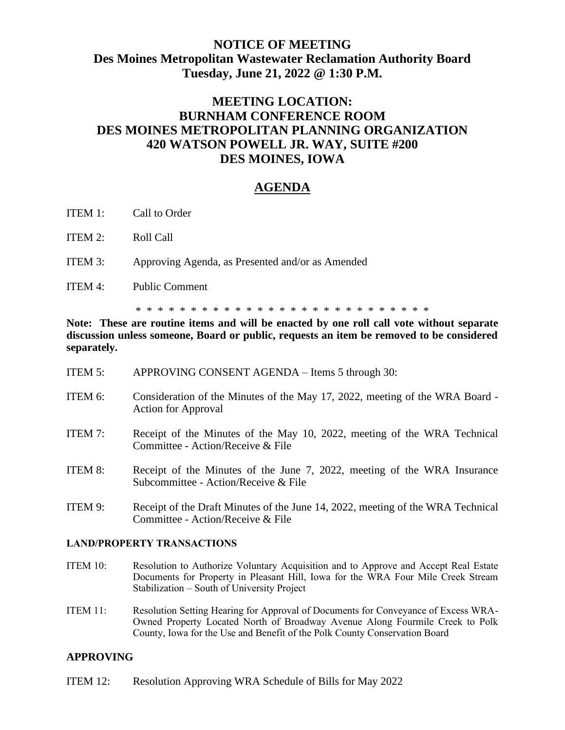# NOTICE OF MEETING
# Des Moines Metropolitan Wastewater Reclamation Authority Board
# Tuesday, June 21, 2022 @ 1:30 P.M.

## MEETING LOCATION:
## BURNHAM CONFERENCE ROOM
## DES MOINES METROPOLITAN PLANNING ORGANIZATION
## 420 WATSON POWELL JR. WAY, SUITE #200
## DES MOINES, IOWA

## AGENDA

ITEM 1: Call to Order

ITEM 2: Roll Call

ITEM 3: Approving Agenda, as Presented and/or as Amended

ITEM 4: Public Comment

* * * * * * * * * * * * * * * * * * * * * * * * * * * * *

**Note: These are routine items and will be enacted by one roll call vote without separate discussion unless someone, Board or public, requests an item be removed to be considered separately.**

ITEM 5: APPROVING CONSENT AGENDA – Items 5 through 30:

ITEM 6: Consideration of the Minutes of the May 17, 2022, meeting of the WRA Board - Action for Approval

ITEM 7: Receipt of the Minutes of the May 10, 2022, meeting of the WRA Technical Committee - Action/Receive & File

ITEM 8: Receipt of the Minutes of the June 7, 2022, meeting of the WRA Insurance Subcommittee - Action/Receive & File

ITEM 9: Receipt of the Draft Minutes of the June 14, 2022, meeting of the WRA Technical Committee - Action/Receive & File

**LAND/PROPERTY TRANSACTIONS**

ITEM 10: Resolution to Authorize Voluntary Acquisition and to Approve and Accept Real Estate Documents for Property in Pleasant Hill, Iowa for the WRA Four Mile Creek Stream Stabilization – South of University Project

ITEM 11: Resolution Setting Hearing for Approval of Documents for Conveyance of Excess WRA-Owned Property Located North of Broadway Avenue Along Fourmile Creek to Polk County, Iowa for the Use and Benefit of the Polk County Conservation Board

**APPROVING**

ITEM 12: Resolution Approving WRA Schedule of Bills for May 2022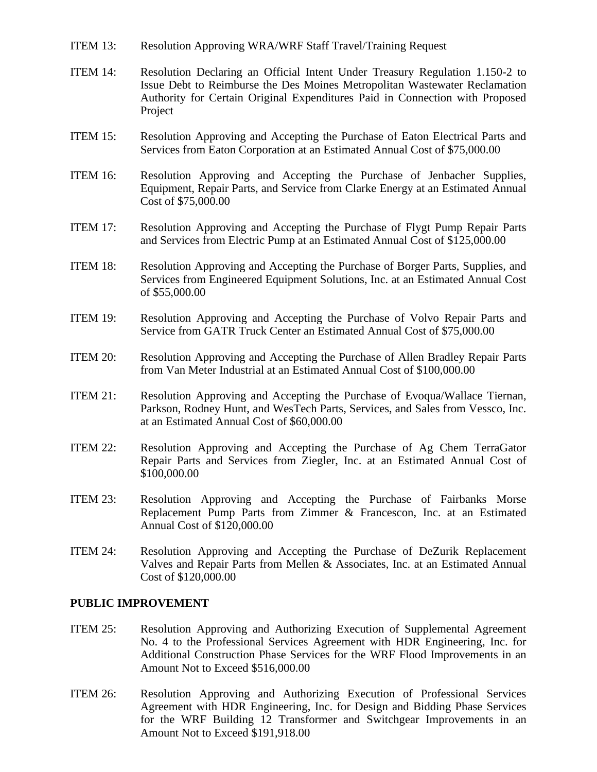ITEM 13: Resolution Approving WRA/WRF Staff Travel/Training Request

ITEM 14: Resolution Declaring an Official Intent Under Treasury Regulation 1.150-2 to Issue Debt to Reimburse the Des Moines Metropolitan Wastewater Reclamation Authority for Certain Original Expenditures Paid in Connection with Proposed Project

ITEM 15: Resolution Approving and Accepting the Purchase of Eaton Electrical Parts and Services from Eaton Corporation at an Estimated Annual Cost of $75,000.00

ITEM 16: Resolution Approving and Accepting the Purchase of Jenbacher Supplies, Equipment, Repair Parts, and Service from Clarke Energy at an Estimated Annual Cost of $75,000.00

ITEM 17: Resolution Approving and Accepting the Purchase of Flygt Pump Repair Parts and Services from Electric Pump at an Estimated Annual Cost of $125,000.00

ITEM 18: Resolution Approving and Accepting the Purchase of Borger Parts, Supplies, and Services from Engineered Equipment Solutions, Inc. at an Estimated Annual Cost of $55,000.00

ITEM 19: Resolution Approving and Accepting the Purchase of Volvo Repair Parts and Service from GATR Truck Center an Estimated Annual Cost of $75,000.00

ITEM 20: Resolution Approving and Accepting the Purchase of Allen Bradley Repair Parts from Van Meter Industrial at an Estimated Annual Cost of $100,000.00

ITEM 21: Resolution Approving and Accepting the Purchase of Evoqua/Wallace Tiernan, Parkson, Rodney Hunt, and WesTech Parts, Services, and Sales from Vessco, Inc. at an Estimated Annual Cost of $60,000.00

ITEM 22: Resolution Approving and Accepting the Purchase of Ag Chem TerraGator Repair Parts and Services from Ziegler, Inc. at an Estimated Annual Cost of $100,000.00

ITEM 23: Resolution Approving and Accepting the Purchase of Fairbanks Morse Replacement Pump Parts from Zimmer & Francescon, Inc. at an Estimated Annual Cost of $120,000.00

ITEM 24: Resolution Approving and Accepting the Purchase of DeZurik Replacement Valves and Repair Parts from Mellen & Associates, Inc. at an Estimated Annual Cost of $120,000.00

**PUBLIC IMPROVEMENT**

ITEM 25: Resolution Approving and Authorizing Execution of Supplemental Agreement No. 4 to the Professional Services Agreement with HDR Engineering, Inc. for Additional Construction Phase Services for the WRF Flood Improvements in an Amount Not to Exceed $516,000.00

ITEM 26: Resolution Approving and Authorizing Execution of Professional Services Agreement with HDR Engineering, Inc. for Design and Bidding Phase Services for the WRF Building 12 Transformer and Switchgear Improvements in an Amount Not to Exceed $191,918.00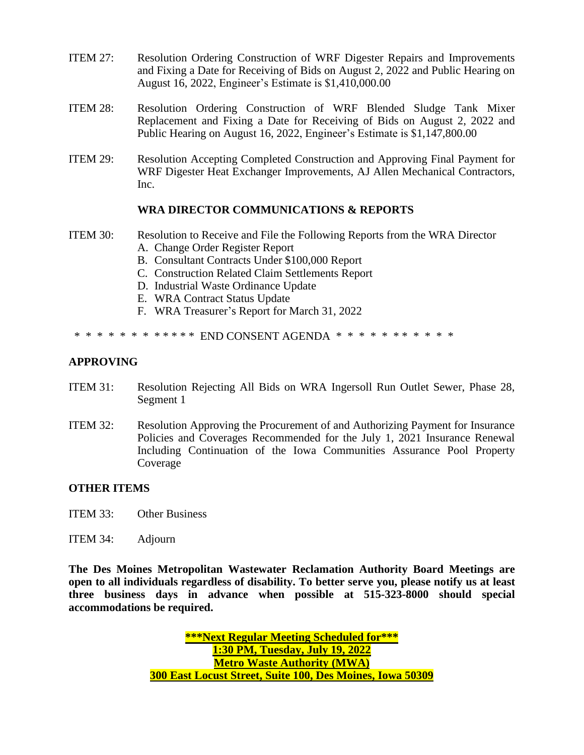ITEM 27: Resolution Ordering Construction of WRF Digester Repairs and Improvements and Fixing a Date for Receiving of Bids on August 2, 2022 and Public Hearing on August 16, 2022, Engineer's Estimate is $1,410,000.00

ITEM 28: Resolution Ordering Construction of WRF Blended Sludge Tank Mixer Replacement and Fixing a Date for Receiving of Bids on August 2, 2022 and Public Hearing on August 16, 2022, Engineer's Estimate is $1,147,800.00

ITEM 29: Resolution Accepting Completed Construction and Approving Final Payment for WRF Digester Heat Exchanger Improvements, AJ Allen Mechanical Contractors, Inc.

**WRA DIRECTOR COMMUNICATIONS & REPORTS**

ITEM 30: Resolution to Receive and File the Following Reports from the WRA Director

A. Change Order Register Report
B. Consultant Contracts Under $100,000 Report
C. Construction Related Claim Settlements Report
D. Industrial Waste Ordinance Update
E. WRA Contract Status Update
F. WRA Treasurer's Report for March 31, 2022

\* \* \* \* \* \* \* \* \* \* \* \* END CONSENT AGENDA \* \* \* \* \* \* \* \* \* \* \*

**APPROVING**

ITEM 31: Resolution Rejecting All Bids on WRA Ingersoll Run Outlet Sewer, Phase 28, Segment 1

ITEM 32: Resolution Approving the Procurement of and Authorizing Payment for Insurance Policies and Coverages Recommended for the July 1, 2021 Insurance Renewal Including Continuation of the Iowa Communities Assurance Pool Property Coverage

**OTHER ITEMS**

ITEM 33: Other Business

ITEM 34: Adjourn

**The Des Moines Metropolitan Wastewater Reclamation Authority Board Meetings are open to all individuals regardless of disability. To better serve you, please notify us at least three business days in advance when possible at 515-323-8000 should special accommodations be required.**

**\*\*\*Next Regular Meeting Scheduled for\*\*\***
**1:30 PM, Tuesday, July 19, 2022**
**Metro Waste Authority (MWA)**
**300 East Locust Street, Suite 100, Des Moines, Iowa 50309**